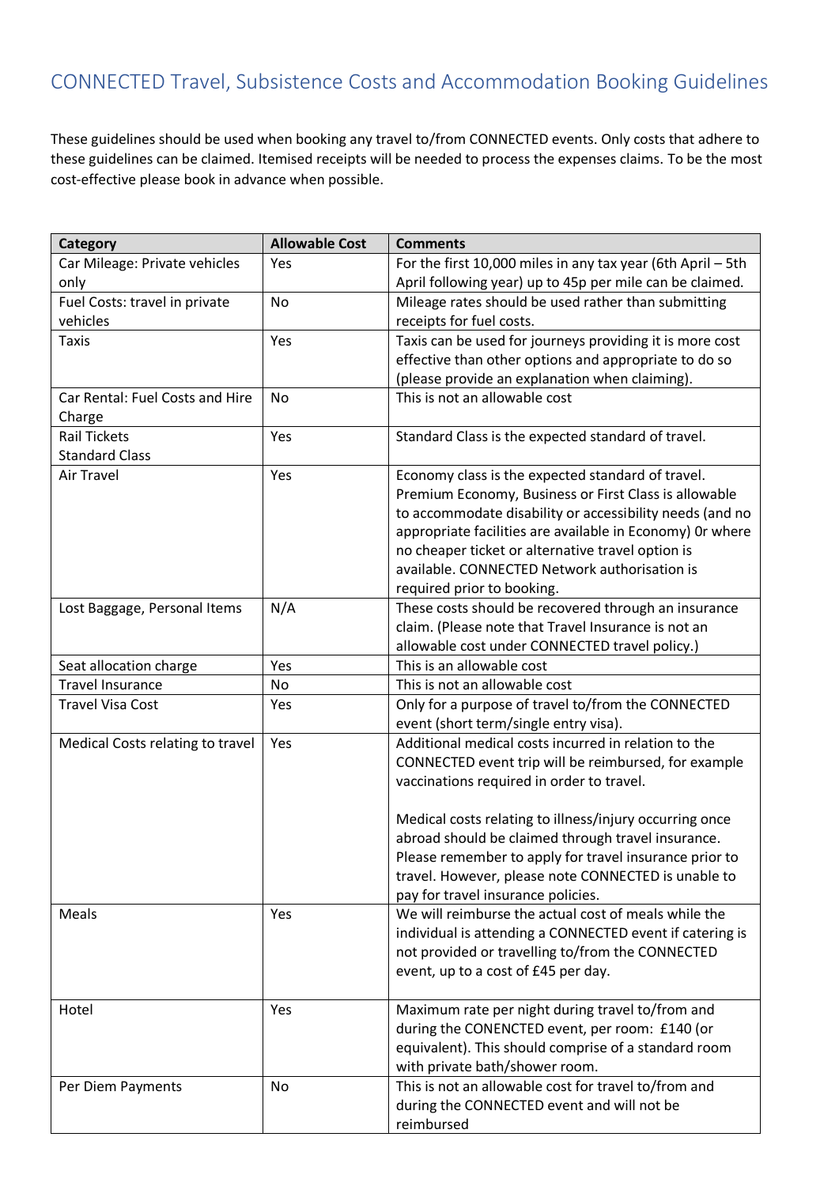# CONNECTED Travel, Subsistence Costs and Accommodation Booking Guidelines

These guidelines should be used when booking any travel to/from CONNECTED events. Only costs that adhere to these guidelines can be claimed. Itemised receipts will be needed to process the expenses claims. To be the most cost-effective please book in advance when possible.

| Category | Allowable Cost | Comments |
| --- | --- | --- |
| Car Mileage: Private vehicles only | Yes | For the first 10,000 miles in any tax year (6th April – 5th April following year) up to 45p per mile can be claimed. |
| Fuel Costs: travel in private vehicles | No | Mileage rates should be used rather than submitting receipts for fuel costs. |
| Taxis | Yes | Taxis can be used for journeys providing it is more cost effective than other options and appropriate to do so (please provide an explanation when claiming). |
| Car Rental: Fuel Costs and Hire Charge | No | This is not an allowable cost |
| Rail Tickets Standard Class | Yes | Standard Class is the expected standard of travel. |
| Air Travel | Yes | Economy class is the expected standard of travel. Premium Economy, Business or First Class is allowable to accommodate disability or accessibility needs (and no appropriate facilities are available in Economy) 0r where no cheaper ticket or alternative travel option is available. CONNECTED Network authorisation is required prior to booking. |
| Lost Baggage, Personal Items | N/A | These costs should be recovered through an insurance claim. (Please note that Travel Insurance is not an allowable cost under CONNECTED travel policy.) |
| Seat allocation charge | Yes | This is an allowable cost |
| Travel Insurance | No | This is not an allowable cost |
| Travel Visa Cost | Yes | Only for a purpose of travel to/from the CONNECTED event (short term/single entry visa). |
| Medical Costs relating to travel | Yes | Additional medical costs incurred in relation to the CONNECTED event trip will be reimbursed, for example vaccinations required in order to travel.<br><br>Medical costs relating to illness/injury occurring once abroad should be claimed through travel insurance. Please remember to apply for travel insurance prior to travel. However, please note CONNECTED is unable to pay for travel insurance policies. |
| Meals | Yes | We will reimburse the actual cost of meals while the individual is attending a CONNECTED event if catering is not provided or travelling to/from the CONNECTED event, up to a cost of £45 per day. |
| Hotel | Yes | Maximum rate per night during travel to/from and during the CONENCTED event, per room: £140 (or equivalent). This should comprise of a standard room with private bath/shower room. |
| Per Diem Payments | No | This is not an allowable cost for travel to/from and during the CONNECTED event and will not be reimbursed |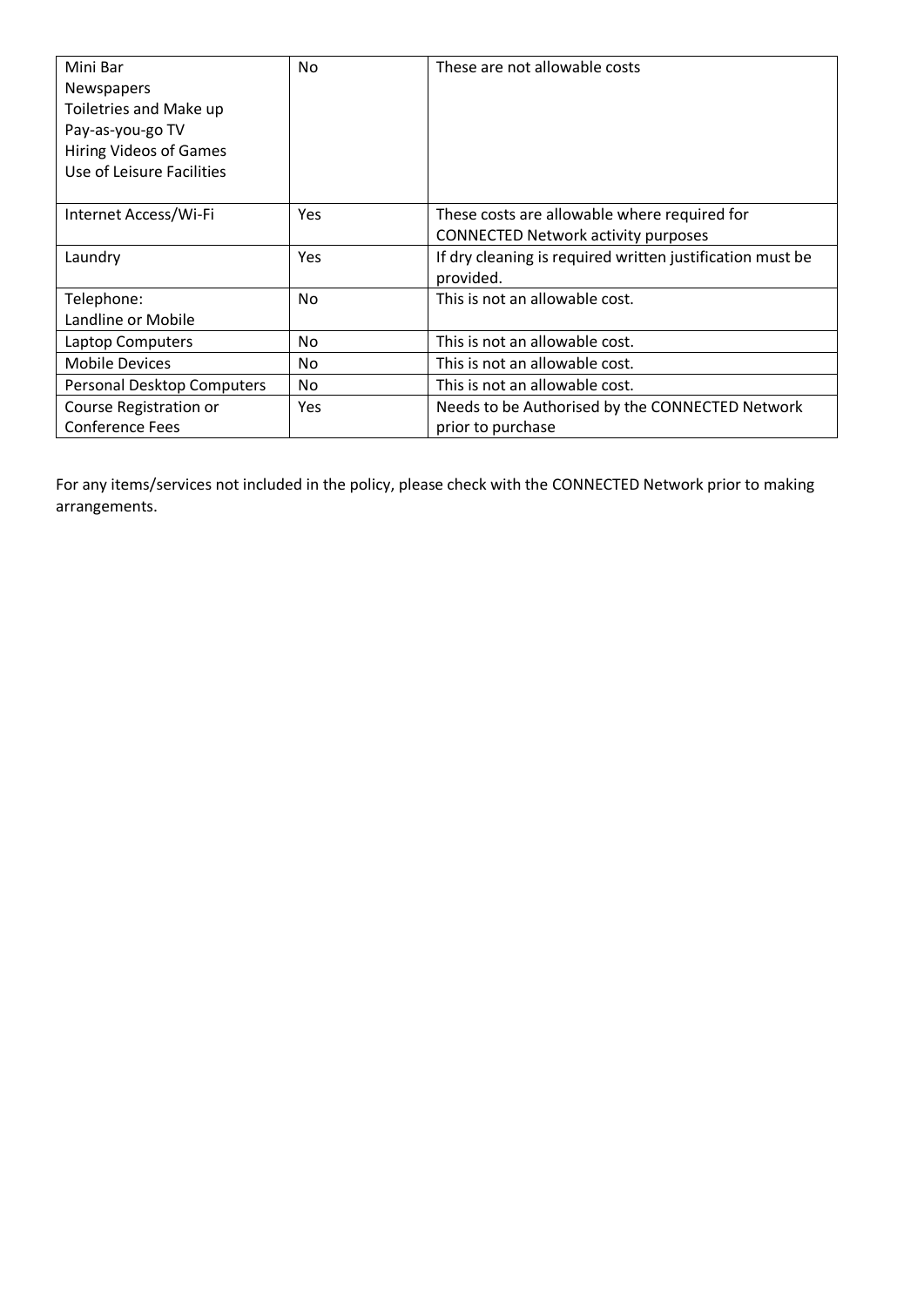| | | |
|---|---|---|
| Mini Bar<br>Newspapers<br>Toiletries and Make up<br>Pay-as-you-go TV<br>Hiring Videos of Games<br>Use of Leisure Facilities | No | These are not allowable costs |
| Internet Access/Wi-Fi | Yes | These costs are allowable where required for CONNECTED Network activity purposes |
| Laundry | Yes | If dry cleaning is required written justification must be provided. |
| Telephone:<br>Landline or Mobile | No | This is not an allowable cost. |
| Laptop Computers | No | This is not an allowable cost. |
| Mobile Devices | No | This is not an allowable cost. |
| Personal Desktop Computers | No | This is not an allowable cost. |
| Course Registration or Conference Fees | Yes | Needs to be Authorised by the CONNECTED Network prior to purchase |

For any items/services not included in the policy, please check with the CONNECTED Network prior to making arrangements.